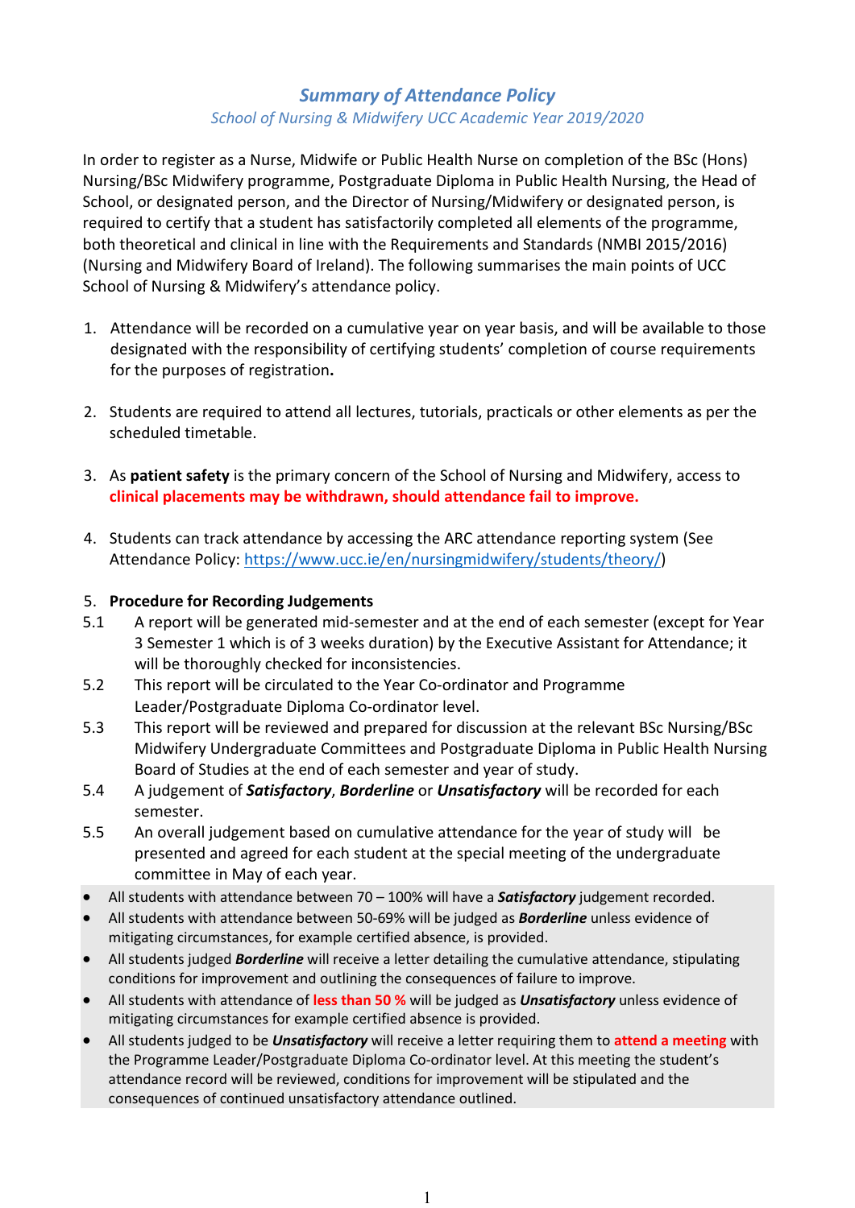# *Summary of Attendance Policy*

*School of Nursing & Midwifery UCC Academic Year 2019/2020*

In order to register as a Nurse, Midwife or Public Health Nurse on completion of the BSc (Hons) Nursing/BSc Midwifery programme, Postgraduate Diploma in Public Health Nursing, the Head of School, or designated person, and the Director of Nursing/Midwifery or designated person, is required to certify that a student has satisfactorily completed all elements of the programme, both theoretical and clinical in line with the Requirements and Standards (NMBI 2015/2016) (Nursing and Midwifery Board of Ireland). The following summarises the main points of UCC School of Nursing & Midwifery's attendance policy.

1. Attendance will be recorded on a cumulative year on year basis, and will be available to those designated with the responsibility of certifying students' completion of course requirements for the purposes of registration**.**

2. Students are required to attend all lectures, tutorials, practicals or other elements as per the scheduled timetable.

3. As **patient safety** is the primary concern of the School of Nursing and Midwifery, access to **clinical placements may be withdrawn, should attendance fail to improve.**

4. Students can track attendance by accessing the ARC attendance reporting system (See Attendance Policy: https://www.ucc.ie/en/nursingmidwifery/students/theory/)

5. **Procedure for Recording Judgements**

5.1 A report will be generated mid-semester and at the end of each semester (except for Year 3 Semester 1 which is of 3 weeks duration) by the Executive Assistant for Attendance; it will be thoroughly checked for inconsistencies.

5.2 This report will be circulated to the Year Co-ordinator and Programme Leader/Postgraduate Diploma Co-ordinator level.

5.3 This report will be reviewed and prepared for discussion at the relevant BSc Nursing/BSc Midwifery Undergraduate Committees and Postgraduate Diploma in Public Health Nursing Board of Studies at the end of each semester and year of study.

5.4 A judgement of ***Satisfactory***, ***Borderline*** or ***Unsatisfactory*** will be recorded for each semester.

5.5 An overall judgement based on cumulative attendance for the year of study will be presented and agreed for each student at the special meeting of the undergraduate committee in May of each year.

- All students with attendance between 70 – 100% will have a ***Satisfactory*** judgement recorded.
- All students with attendance between 50-69% will be judged as ***Borderline*** unless evidence of mitigating circumstances, for example certified absence, is provided.
- All students judged ***Borderline*** will receive a letter detailing the cumulative attendance, stipulating conditions for improvement and outlining the consequences of failure to improve.
- All students with attendance of **less than 50 %** will be judged as ***Unsatisfactory*** unless evidence of mitigating circumstances for example certified absence is provided.
- All students judged to be ***Unsatisfactory*** will receive a letter requiring them to **attend a meeting** with the Programme Leader/Postgraduate Diploma Co-ordinator level. At this meeting the student's attendance record will be reviewed, conditions for improvement will be stipulated and the consequences of continued unsatisfactory attendance outlined.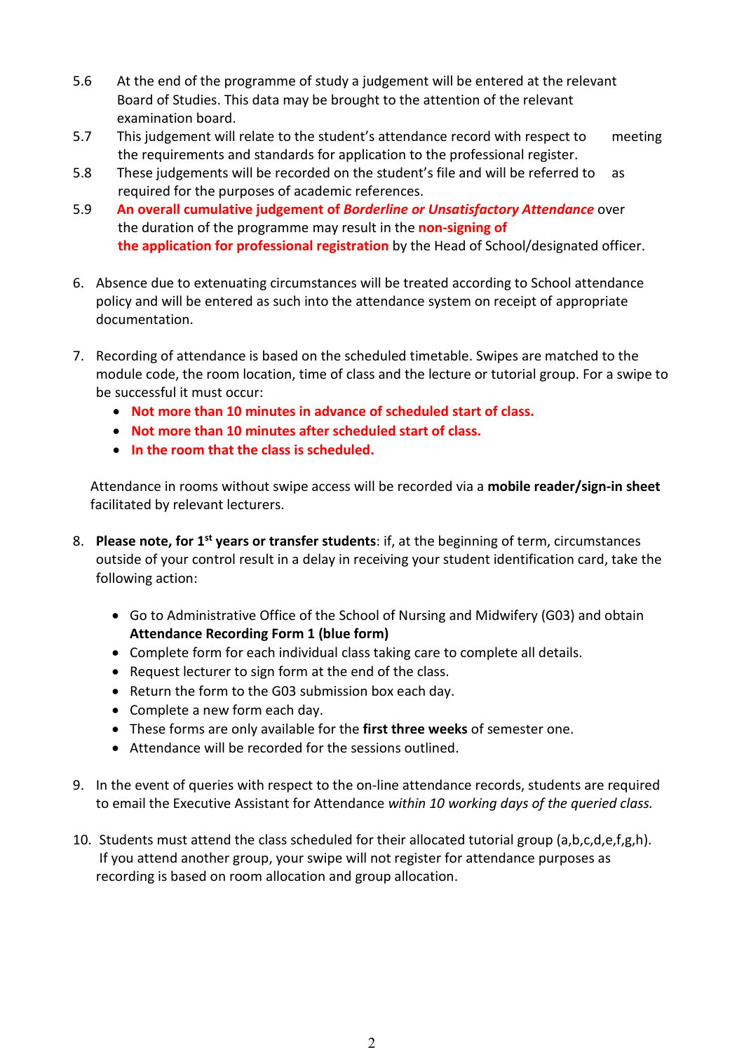5.6 At the end of the programme of study a judgement will be entered at the relevant Board of Studies. This data may be brought to the attention of the relevant examination board.

5.7 This judgement will relate to the student's attendance record with respect to meeting the requirements and standards for application to the professional register.

5.8 These judgements will be recorded on the student's file and will be referred to as required for the purposes of academic references.

5.9 **An overall cumulative judgement of *Borderline or Unsatisfactory Attendance*** over the duration of the programme may result in the **non-signing of the application for professional registration** by the Head of School/designated officer.

6. Absence due to extenuating circumstances will be treated according to School attendance policy and will be entered as such into the attendance system on receipt of appropriate documentation.

7. Recording of attendance is based on the scheduled timetable. Swipes are matched to the module code, the room location, time of class and the lecture or tutorial group. For a swipe to be successful it must occur:
   - **Not more than 10 minutes in advance of scheduled start of class.**
   - **Not more than 10 minutes after scheduled start of class.**
   - **In the room that the class is scheduled.**

   Attendance in rooms without swipe access will be recorded via a **mobile reader/sign-in sheet** facilitated by relevant lecturers.

8. **Please note, for 1st years or transfer students**: if, at the beginning of term, circumstances outside of your control result in a delay in receiving your student identification card, take the following action:

   - Go to Administrative Office of the School of Nursing and Midwifery (G03) and obtain **Attendance Recording Form 1 (blue form)**
   - Complete form for each individual class taking care to complete all details.
   - Request lecturer to sign form at the end of the class.
   - Return the form to the G03 submission box each day.
   - Complete a new form each day.
   - These forms are only available for the **first three weeks** of semester one.
   - Attendance will be recorded for the sessions outlined.

9. In the event of queries with respect to the on-line attendance records, students are required to email the Executive Assistant for Attendance *within 10 working days of the queried class.*

10. Students must attend the class scheduled for their allocated tutorial group (a,b,c,d,e,f,g,h). If you attend another group, your swipe will not register for attendance purposes as recording is based on room allocation and group allocation.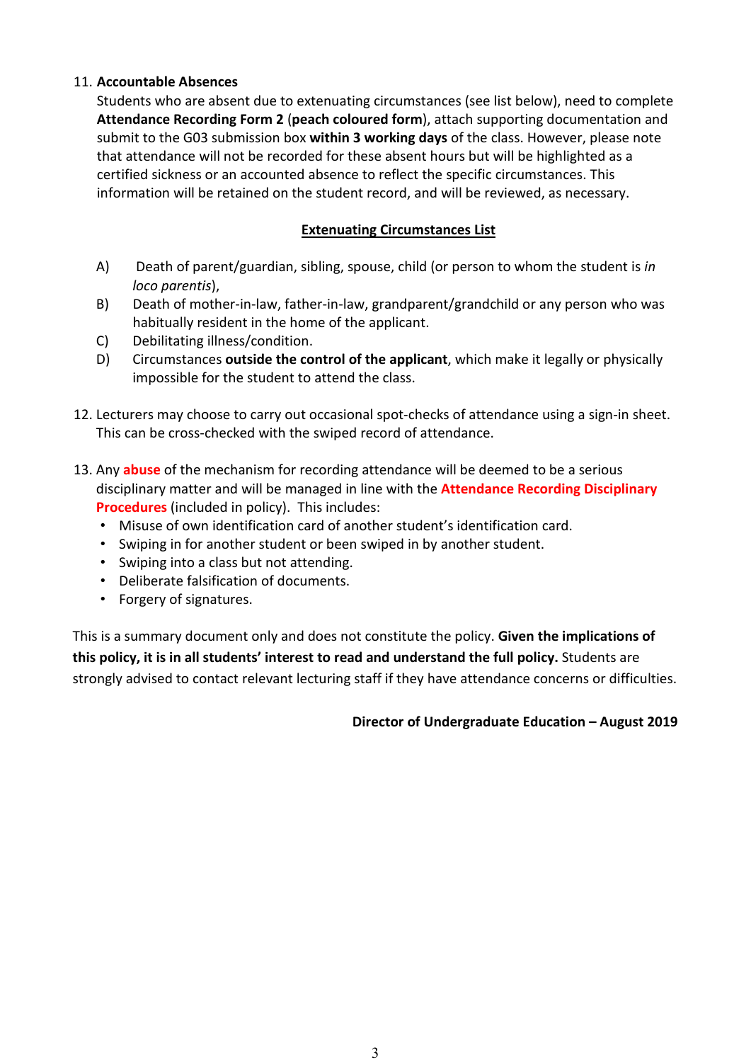11. **Accountable Absences**
    Students who are absent due to extenuating circumstances (see list below), need to complete **Attendance Recording Form 2** (**peach coloured form**), attach supporting documentation and submit to the G03 submission box **within 3 working days** of the class. However, please note that attendance will not be recorded for these absent hours but will be highlighted as a certified sickness or an accounted absence to reflect the specific circumstances. This information will be retained on the student record, and will be reviewed, as necessary.

**Extenuating Circumstances List**

A) Death of parent/guardian, sibling, spouse, child (or person to whom the student is *in loco parentis*),

B) Death of mother-in-law, father-in-law, grandparent/grandchild or any person who was habitually resident in the home of the applicant.

C) Debilitating illness/condition.

D) Circumstances **outside the control of the applicant**, which make it legally or physically impossible for the student to attend the class.

12. Lecturers may choose to carry out occasional spot-checks of attendance using a sign-in sheet. This can be cross-checked with the swiped record of attendance.

13. Any **abuse** of the mechanism for recording attendance will be deemed to be a serious disciplinary matter and will be managed in line with the **Attendance Recording Disciplinary Procedures** (included in policy). This includes:
    - Misuse of own identification card of another student's identification card.
    - Swiping in for another student or been swiped in by another student.
    - Swiping into a class but not attending.
    - Deliberate falsification of documents.
    - Forgery of signatures.

This is a summary document only and does not constitute the policy. **Given the implications of this policy, it is in all students' interest to read and understand the full policy.** Students are strongly advised to contact relevant lecturing staff if they have attendance concerns or difficulties.

**Director of Undergraduate Education – August 2019**